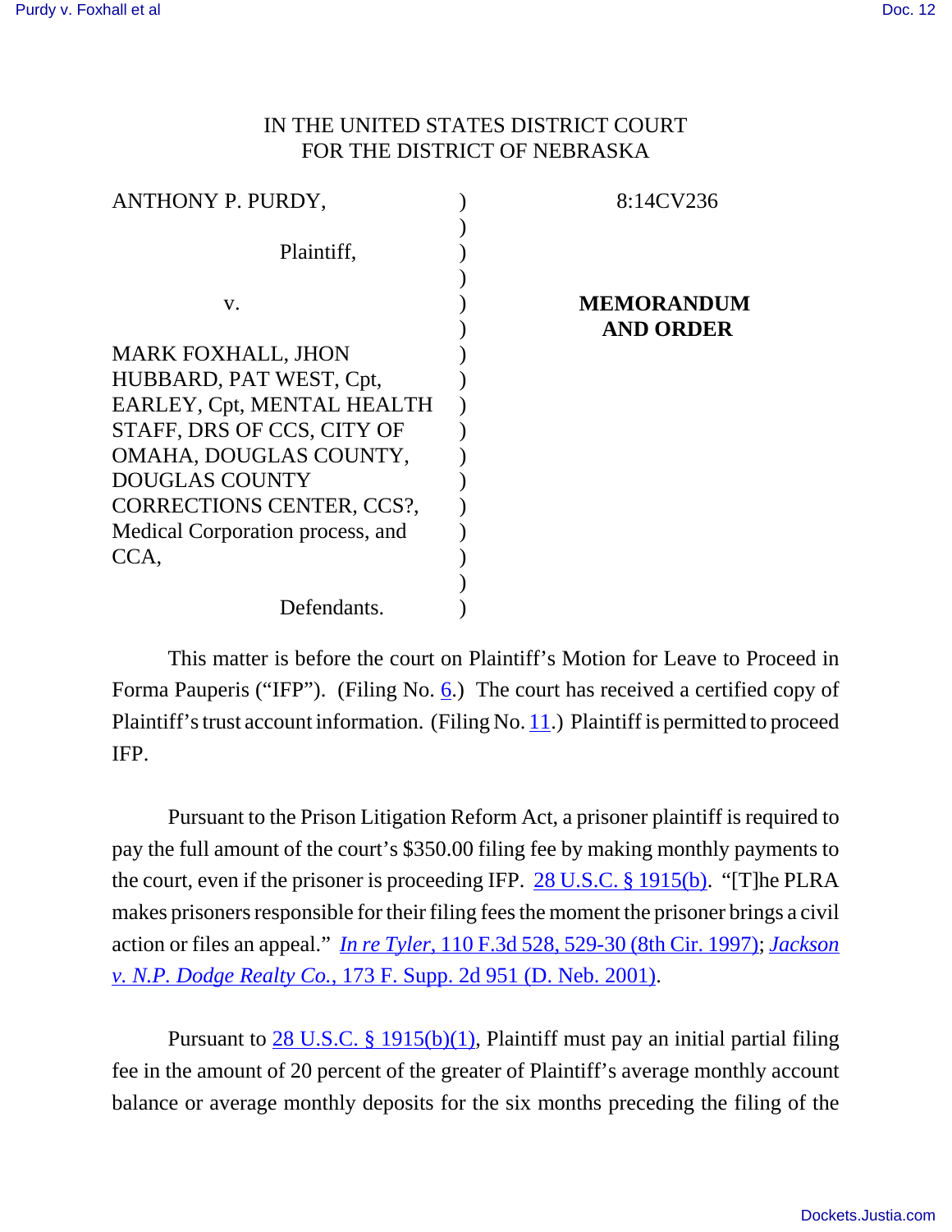IN THE UNITED STATES DISTRICT COURT
FOR THE DISTRICT OF NEBRASKA

| | | |
|---|---|---|
| ANTHONY P. PURDY, | ) | 8:14CV236 |
| Plaintiff, | ) | |
| v. | ) | **MEMORANDUM AND ORDER** |
| MARK FOXHALL, JHON HUBBARD, PAT WEST, Cpt, EARLEY, Cpt, MENTAL HEALTH STAFF, DRS OF CCS, CITY OF OMAHA, DOUGLAS COUNTY, DOUGLAS COUNTY CORRECTIONS CENTER, CCS?, Medical Corporation process, and CCA, | ) | |
| Defendants. | ) | |

This matter is before the court on Plaintiff's Motion for Leave to Proceed in Forma Pauperis ("IFP"). (Filing No. 6.) The court has received a certified copy of Plaintiff's trust account information. (Filing No. 11.) Plaintiff is permitted to proceed IFP.

Pursuant to the Prison Litigation Reform Act, a prisoner plaintiff is required to pay the full amount of the court's $350.00 filing fee by making monthly payments to the court, even if the prisoner is proceeding IFP. 28 U.S.C. § 1915(b). "[T]he PLRA makes prisoners responsible for their filing fees the moment the prisoner brings a civil action or files an appeal." *In re Tyler*, 110 F.3d 528, 529-30 (8th Cir. 1997); *Jackson v. N.P. Dodge Realty Co.*, 173 F. Supp. 2d 951 (D. Neb. 2001).

Pursuant to 28 U.S.C. § 1915(b)(1), Plaintiff must pay an initial partial filing fee in the amount of 20 percent of the greater of Plaintiff's average monthly account balance or average monthly deposits for the six months preceding the filing of the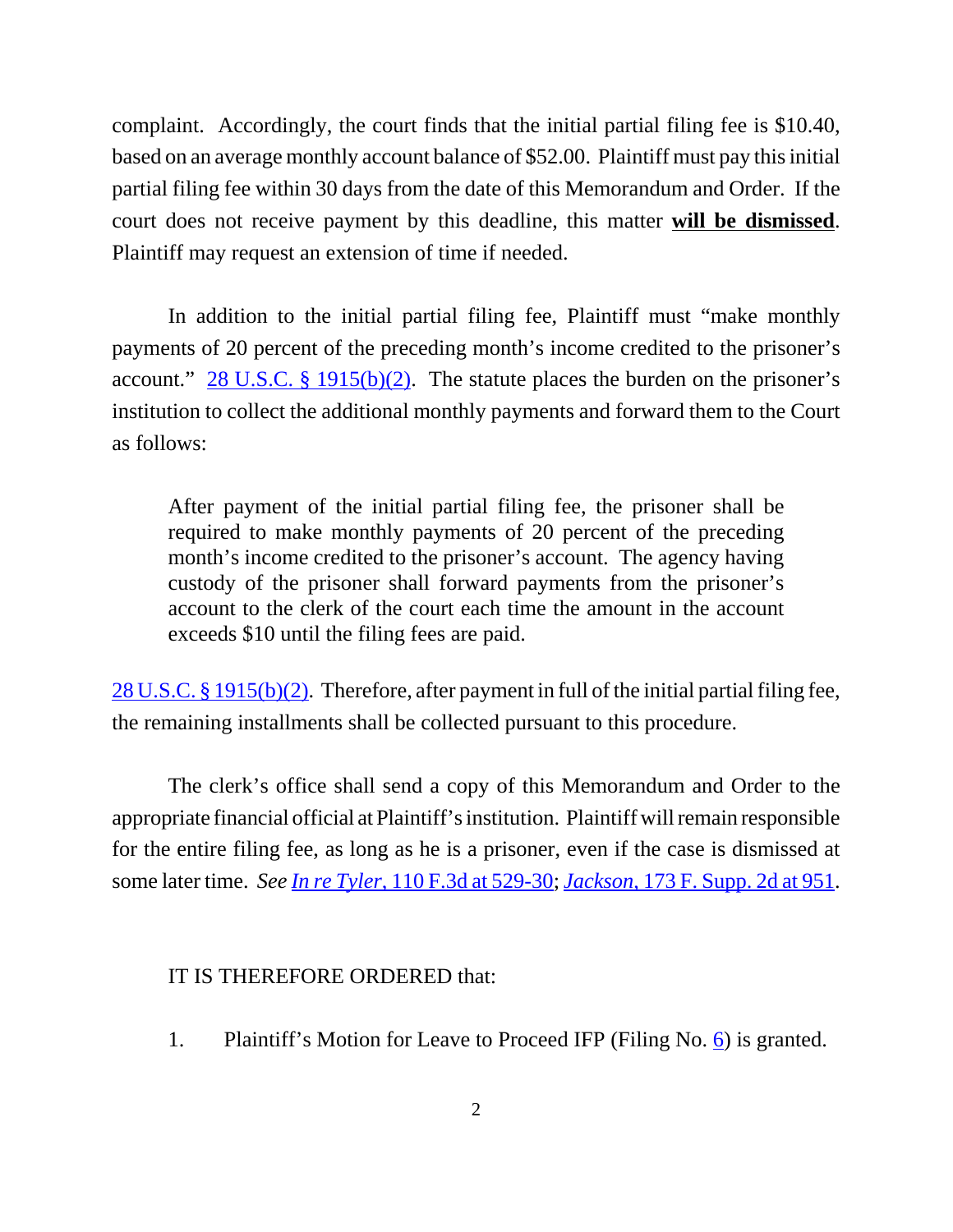complaint. Accordingly, the court finds that the initial partial filing fee is $10.40, based on an average monthly account balance of $52.00. Plaintiff must pay this initial partial filing fee within 30 days from the date of this Memorandum and Order. If the court does not receive payment by this deadline, this matter **will be dismissed**. Plaintiff may request an extension of time if needed.

In addition to the initial partial filing fee, Plaintiff must "make monthly payments of 20 percent of the preceding month's income credited to the prisoner's account." 28 U.S.C. § 1915(b)(2). The statute places the burden on the prisoner's institution to collect the additional monthly payments and forward them to the Court as follows:

> After payment of the initial partial filing fee, the prisoner shall be required to make monthly payments of 20 percent of the preceding month's income credited to the prisoner's account. The agency having custody of the prisoner shall forward payments from the prisoner's account to the clerk of the court each time the amount in the account exceeds $10 until the filing fees are paid.

28 U.S.C. § 1915(b)(2). Therefore, after payment in full of the initial partial filing fee, the remaining installments shall be collected pursuant to this procedure.

The clerk's office shall send a copy of this Memorandum and Order to the appropriate financial official at Plaintiff's institution. Plaintiff will remain responsible for the entire filing fee, as long as he is a prisoner, even if the case is dismissed at some later time. *See In re Tyler*, 110 F.3d at 529-30; *Jackson*, 173 F. Supp. 2d at 951.

IT IS THEREFORE ORDERED that:

1. Plaintiff's Motion for Leave to Proceed IFP (Filing No. 6) is granted.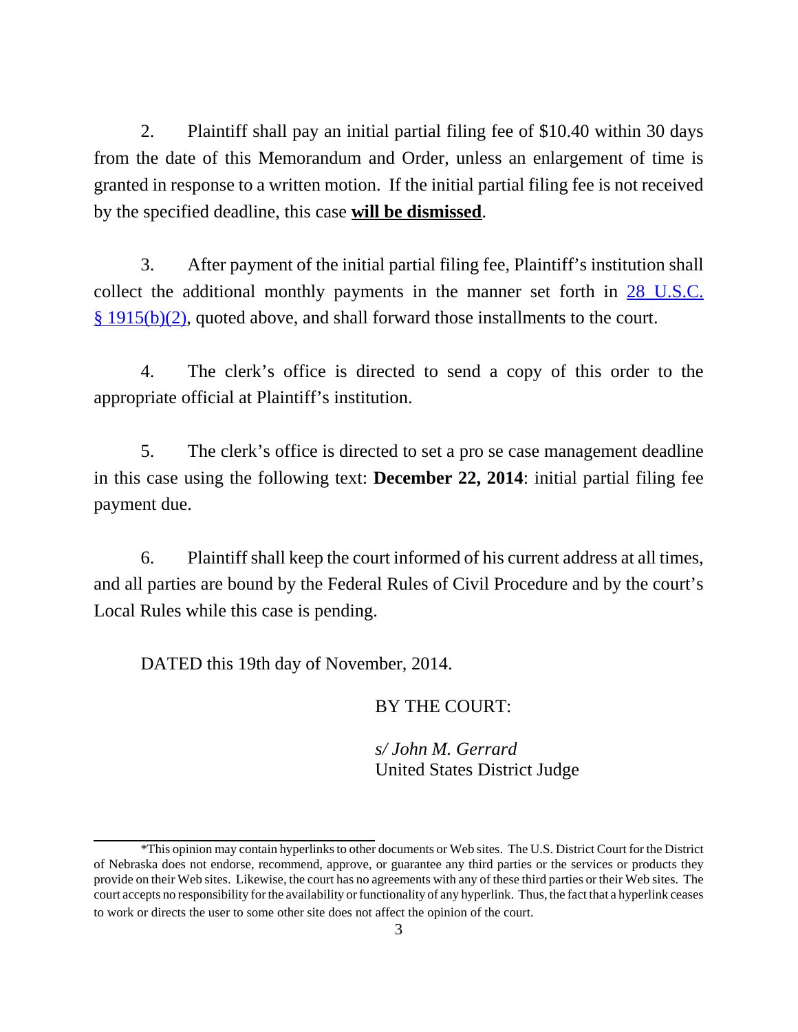2. Plaintiff shall pay an initial partial filing fee of $10.40 within 30 days from the date of this Memorandum and Order, unless an enlargement of time is granted in response to a written motion. If the initial partial filing fee is not received by the specified deadline, this case **will be dismissed**.

3. After payment of the initial partial filing fee, Plaintiff's institution shall collect the additional monthly payments in the manner set forth in 28 U.S.C. § 1915(b)(2), quoted above, and shall forward those installments to the court.

4. The clerk's office is directed to send a copy of this order to the appropriate official at Plaintiff's institution.

5. The clerk's office is directed to set a pro se case management deadline in this case using the following text: **December 22, 2014**: initial partial filing fee payment due.

6. Plaintiff shall keep the court informed of his current address at all times, and all parties are bound by the Federal Rules of Civil Procedure and by the court's Local Rules while this case is pending.

DATED this 19th day of November, 2014.

BY THE COURT:

*s/ John M. Gerrard*
United States District Judge

---

*This opinion may contain hyperlinks to other documents or Web sites. The U.S. District Court for the District of Nebraska does not endorse, recommend, approve, or guarantee any third parties or the services or products they provide on their Web sites. Likewise, the court has no agreements with any of these third parties or their Web sites. The court accepts no responsibility for the availability or functionality of any hyperlink. Thus, the fact that a hyperlink ceases to work or directs the user to some other site does not affect the opinion of the court.